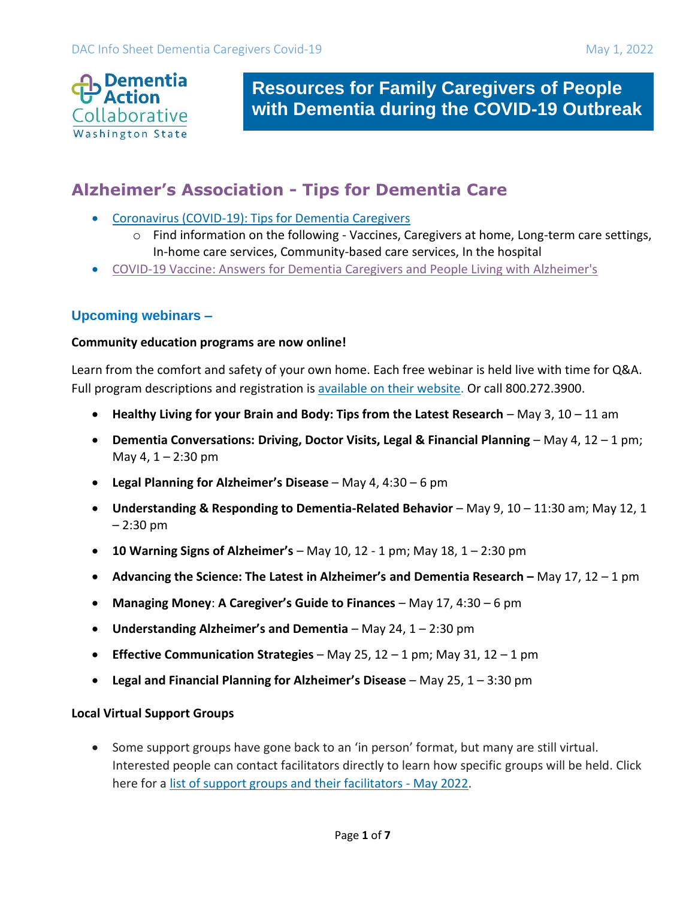Dementia Action Collaborative
Washington State

# Resources for Family Caregivers of People with Dementia during the COVID-19 Outbreak

## Alzheimer's Association - Tips for Dementia Care

- Coronavirus (COVID-19): Tips for Dementia Caregivers
  - Find information on the following - Vaccines, Caregivers at home, Long-term care settings, In-home care services, Community-based care services, In the hospital
- COVID-19 Vaccine: Answers for Dementia Caregivers and People Living with Alzheimer's

### Upcoming webinars –

**Community education programs are now online!**

Learn from the comfort and safety of your own home. Each free webinar is held live with time for Q&A. Full program descriptions and registration is available on their website. Or call 800.272.3900.

- **Healthy Living for your Brain and Body: Tips from the Latest Research** – May 3, 10 – 11 am
- **Dementia Conversations: Driving, Doctor Visits, Legal & Financial Planning** – May 4, 12 – 1 pm; May 4, 1 – 2:30 pm
- **Legal Planning for Alzheimer's Disease** – May 4, 4:30 – 6 pm
- **Understanding & Responding to Dementia-Related Behavior** – May 9, 10 – 11:30 am; May 12, 1 – 2:30 pm
- **10 Warning Signs of Alzheimer's** – May 10, 12 - 1 pm; May 18, 1 – 2:30 pm
- **Advancing the Science: The Latest in Alzheimer's and Dementia Research –** May 17, 12 – 1 pm
- **Managing Money**: **A Caregiver's Guide to Finances** – May 17, 4:30 – 6 pm
- **Understanding Alzheimer's and Dementia** – May 24, 1 – 2:30 pm
- **Effective Communication Strategies** – May 25, 12 – 1 pm; May 31, 12 – 1 pm
- **Legal and Financial Planning for Alzheimer's Disease** – May 25, 1 – 3:30 pm

**Local Virtual Support Groups**

- Some support groups have gone back to an 'in person' format, but many are still virtual. Interested people can contact facilitators directly to learn how specific groups will be held. Click here for a list of support groups and their facilitators - May 2022.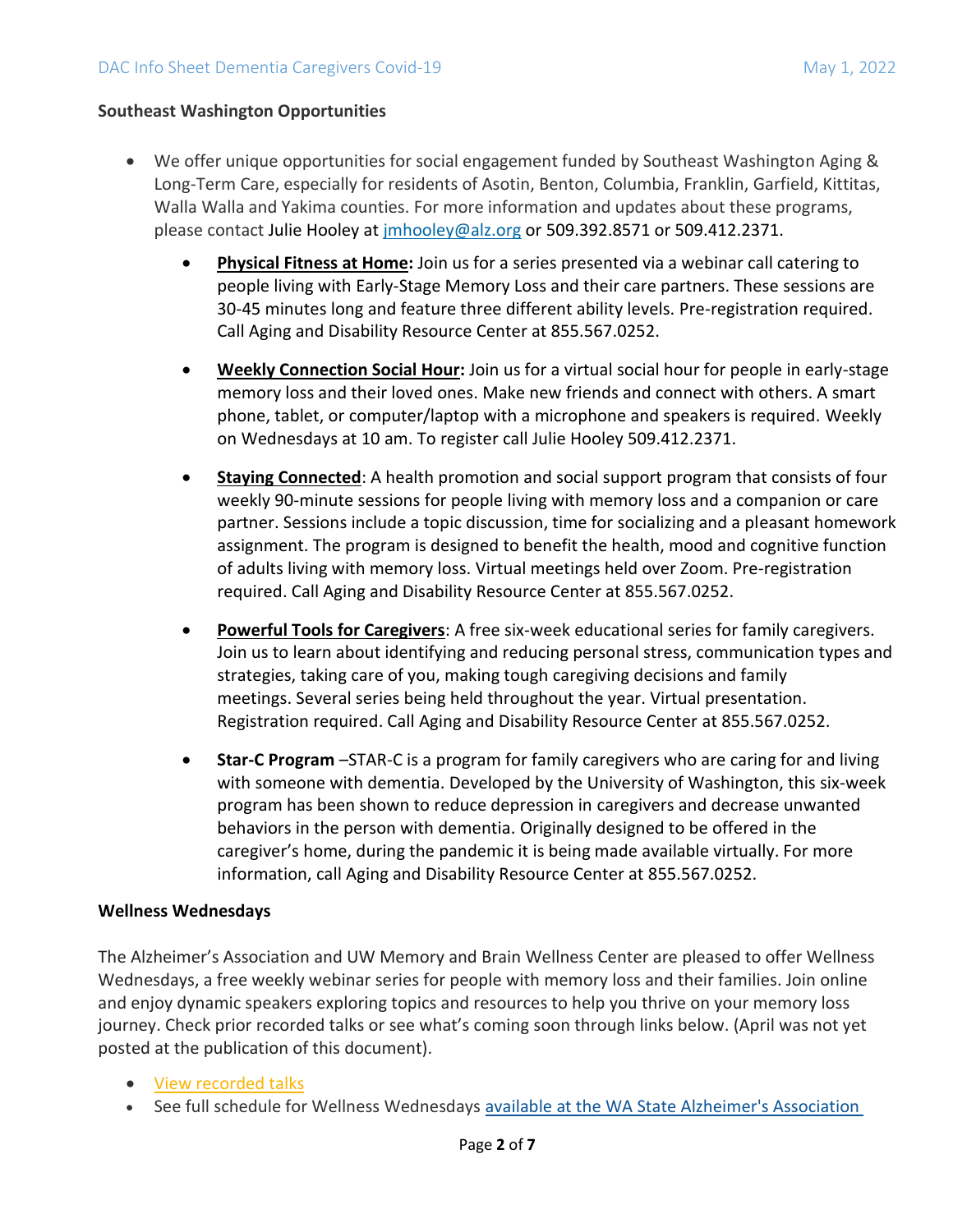**Southeast Washington Opportunities**

- We offer unique opportunities for social engagement funded by Southeast Washington Aging & Long-Term Care, especially for residents of Asotin, Benton, Columbia, Franklin, Garfield, Kittitas, Walla Walla and Yakima counties. For more information and updates about these programs, please contact Julie Hooley at [jmhooley@alz.org](mailto:jmhooley@alz.org) or 509.392.8571 or 509.412.2371.
  - **Physical Fitness at Home:** Join us for a series presented via a webinar call catering to people living with Early-Stage Memory Loss and their care partners. These sessions are 30-45 minutes long and feature three different ability levels. Pre-registration required. Call Aging and Disability Resource Center at 855.567.0252.
  - **Weekly Connection Social Hour:** Join us for a virtual social hour for people in early-stage memory loss and their loved ones. Make new friends and connect with others. A smart phone, tablet, or computer/laptop with a microphone and speakers is required. Weekly on Wednesdays at 10 am. To register call Julie Hooley 509.412.2371.
  - **Staying Connected**: A health promotion and social support program that consists of four weekly 90-minute sessions for people living with memory loss and a companion or care partner. Sessions include a topic discussion, time for socializing and a pleasant homework assignment. The program is designed to benefit the health, mood and cognitive function of adults living with memory loss. Virtual meetings held over Zoom. Pre-registration required. Call Aging and Disability Resource Center at 855.567.0252.
  - **Powerful Tools for Caregivers**: A free six-week educational series for family caregivers. Join us to learn about identifying and reducing personal stress, communication types and strategies, taking care of you, making tough caregiving decisions and family meetings. Several series being held throughout the year. Virtual presentation. Registration required. Call Aging and Disability Resource Center at 855.567.0252.
  - **Star-C Program** –STAR-C is a program for family caregivers who are caring for and living with someone with dementia. Developed by the University of Washington, this six-week program has been shown to reduce depression in caregivers and decrease unwanted behaviors in the person with dementia. Originally designed to be offered in the caregiver's home, during the pandemic it is being made available virtually. For more information, call Aging and Disability Resource Center at 855.567.0252.

**Wellness Wednesdays**

The Alzheimer's Association and UW Memory and Brain Wellness Center are pleased to offer Wellness Wednesdays, a free weekly webinar series for people with memory loss and their families. Join online and enjoy dynamic speakers exploring topics and resources to help you thrive on your memory loss journey. Check prior recorded talks or see what's coming soon through links below. (April was not yet posted at the publication of this document).

- View recorded talks
- See full schedule for Wellness Wednesdays available at the WA State Alzheimer's Association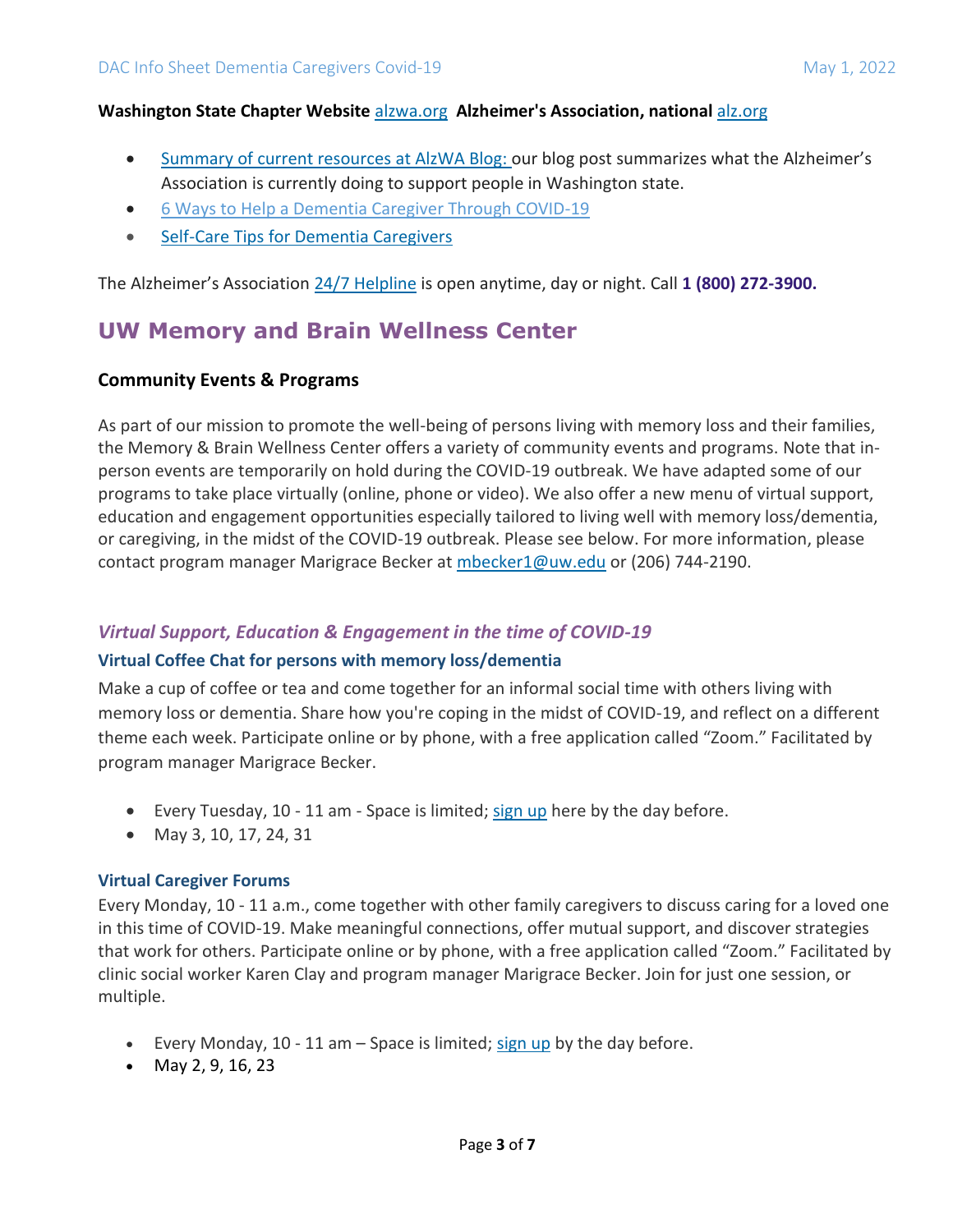**Washington State Chapter Website** alzwa.org **Alzheimer's Association, national** alz.org

- Summary of current resources at AlzWA Blog: our blog post summarizes what the Alzheimer's Association is currently doing to support people in Washington state.
- 6 Ways to Help a Dementia Caregiver Through COVID-19
- Self-Care Tips for Dementia Caregivers

The Alzheimer's Association 24/7 Helpline is open anytime, day or night. Call **1 (800) 272-3900.**

## UW Memory and Brain Wellness Center

### Community Events & Programs

As part of our mission to promote the well-being of persons living with memory loss and their families, the Memory & Brain Wellness Center offers a variety of community events and programs. Note that in-person events are temporarily on hold during the COVID-19 outbreak. We have adapted some of our programs to take place virtually (online, phone or video). We also offer a new menu of virtual support, education and engagement opportunities especially tailored to living well with memory loss/dementia, or caregiving, in the midst of the COVID-19 outbreak. Please see below. For more information, please contact program manager Marigrace Becker at mbecker1@uw.edu or (206) 744-2190.

### *Virtual Support, Education & Engagement in the time of COVID-19*

#### Virtual Coffee Chat for persons with memory loss/dementia

Make a cup of coffee or tea and come together for an informal social time with others living with memory loss or dementia. Share how you're coping in the midst of COVID-19, and reflect on a different theme each week. Participate online or by phone, with a free application called "Zoom." Facilitated by program manager Marigrace Becker.

- Every Tuesday, 10 - 11 am - Space is limited; sign up here by the day before.
- May 3, 10, 17, 24, 31

#### Virtual Caregiver Forums

Every Monday, 10 - 11 a.m., come together with other family caregivers to discuss caring for a loved one in this time of COVID-19. Make meaningful connections, offer mutual support, and discover strategies that work for others. Participate online or by phone, with a free application called "Zoom." Facilitated by clinic social worker Karen Clay and program manager Marigrace Becker. Join for just one session, or multiple.

- Every Monday, 10 - 11 am – Space is limited; sign up by the day before.
- May 2, 9, 16, 23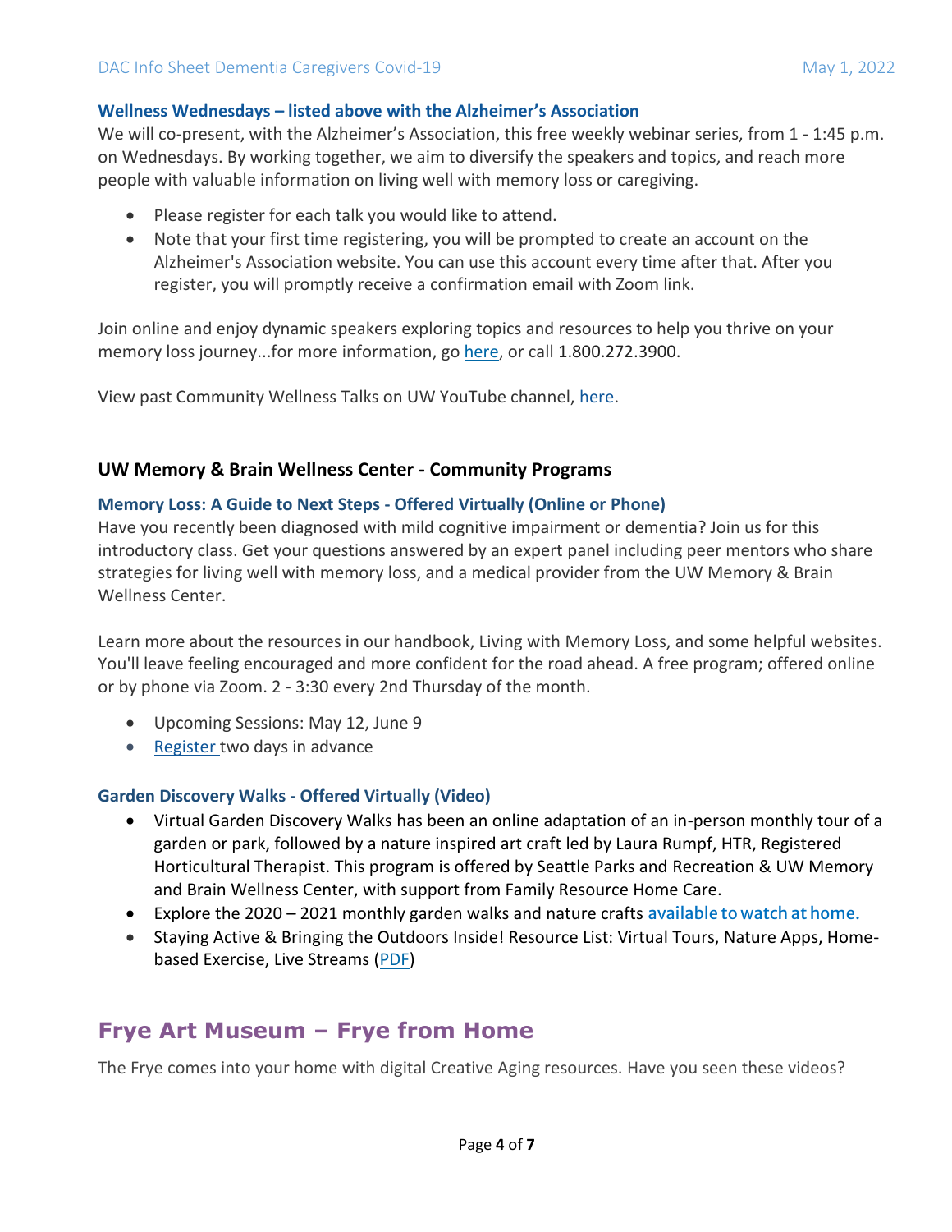### Wellness Wednesdays – listed above with the Alzheimer's Association

We will co-present, with the Alzheimer's Association, this free weekly webinar series, from 1 - 1:45 p.m. on Wednesdays. By working together, we aim to diversify the speakers and topics, and reach more people with valuable information on living well with memory loss or caregiving.

- Please register for each talk you would like to attend.
- Note that your first time registering, you will be prompted to create an account on the Alzheimer's Association website. You can use this account every time after that. After you register, you will promptly receive a confirmation email with Zoom link.

Join online and enjoy dynamic speakers exploring topics and resources to help you thrive on your memory loss journey...for more information, go here, or call 1.800.272.3900.

View past Community Wellness Talks on UW YouTube channel, here.

## UW Memory & Brain Wellness Center - Community Programs

### Memory Loss: A Guide to Next Steps - Offered Virtually (Online or Phone)

Have you recently been diagnosed with mild cognitive impairment or dementia? Join us for this introductory class. Get your questions answered by an expert panel including peer mentors who share strategies for living well with memory loss, and a medical provider from the UW Memory & Brain Wellness Center.

Learn more about the resources in our handbook, Living with Memory Loss, and some helpful websites. You'll leave feeling encouraged and more confident for the road ahead. A free program; offered online or by phone via Zoom. 2 - 3:30 every 2nd Thursday of the month.

- Upcoming Sessions: May 12, June 9
- Register two days in advance

### Garden Discovery Walks - Offered Virtually (Video)

- Virtual Garden Discovery Walks has been an online adaptation of an in-person monthly tour of a garden or park, followed by a nature inspired art craft led by Laura Rumpf, HTR, Registered Horticultural Therapist. This program is offered by Seattle Parks and Recreation & UW Memory and Brain Wellness Center, with support from Family Resource Home Care.
- Explore the 2020 – 2021 monthly garden walks and nature crafts available to watch at home.
- Staying Active & Bringing the Outdoors Inside! Resource List: Virtual Tours, Nature Apps, Home-based Exercise, Live Streams (PDF)

# Frye Art Museum – Frye from Home

The Frye comes into your home with digital Creative Aging resources. Have you seen these videos?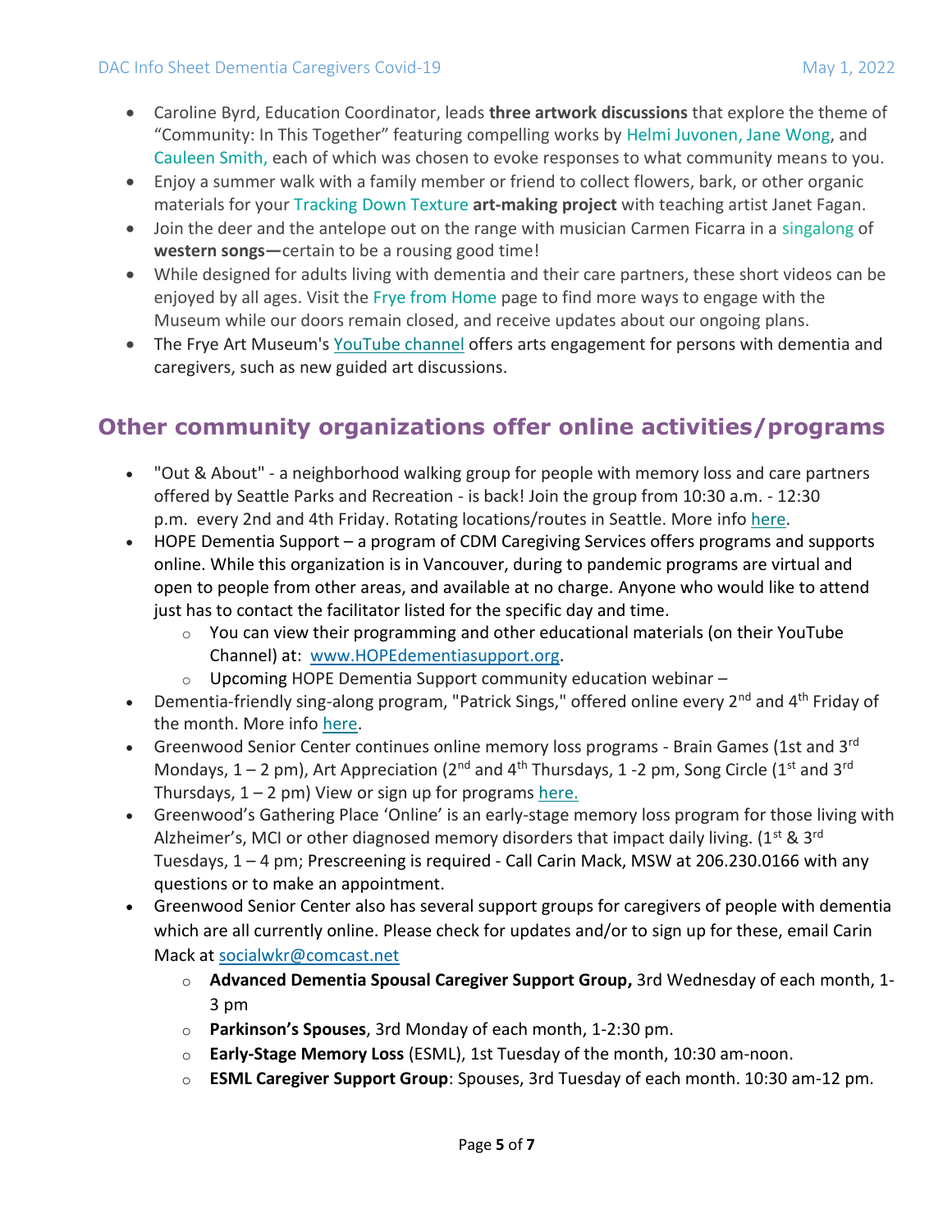- Caroline Byrd, Education Coordinator, leads **three artwork discussions** that explore the theme of "Community: In This Together" featuring compelling works by Helmi Juvonen, Jane Wong, and Cauleen Smith, each of which was chosen to evoke responses to what community means to you.
- Enjoy a summer walk with a family member or friend to collect flowers, bark, or other organic materials for your Tracking Down Texture **art-making project** with teaching artist Janet Fagan.
- Join the deer and the antelope out on the range with musician Carmen Ficarra in a singalong of **western songs—**certain to be a rousing good time!
- While designed for adults living with dementia and their care partners, these short videos can be enjoyed by all ages. Visit the Frye from Home page to find more ways to engage with the Museum while our doors remain closed, and receive updates about our ongoing plans.
- The Frye Art Museum's YouTube channel offers arts engagement for persons with dementia and caregivers, such as new guided art discussions.

## Other community organizations offer online activities/programs

- "Out & About" - a neighborhood walking group for people with memory loss and care partners offered by Seattle Parks and Recreation - is back! Join the group from 10:30 a.m. - 12:30 p.m. every 2nd and 4th Friday. Rotating locations/routes in Seattle. More info here.
- HOPE Dementia Support – a program of CDM Caregiving Services offers programs and supports online. While this organization is in Vancouver, during to pandemic programs are virtual and open to people from other areas, and available at no charge. Anyone who would like to attend just has to contact the facilitator listed for the specific day and time.
  - You can view their programming and other educational materials (on their YouTube Channel) at: www.HOPEdementiasupport.org.
  - Upcoming HOPE Dementia Support community education webinar –
- Dementia-friendly sing-along program, "Patrick Sings," offered online every 2nd and 4th Friday of the month. More info here.
- Greenwood Senior Center continues online memory loss programs - Brain Games (1st and 3rd Mondays, 1 – 2 pm), Art Appreciation (2nd and 4th Thursdays, 1 -2 pm, Song Circle (1st and 3rd Thursdays, 1 – 2 pm) View or sign up for programs here.
- Greenwood's Gathering Place 'Online' is an early-stage memory loss program for those living with Alzheimer's, MCI or other diagnosed memory disorders that impact daily living. (1st & 3rd Tuesdays, 1 – 4 pm; Prescreening is required - Call Carin Mack, MSW at 206.230.0166 with any questions or to make an appointment.
- Greenwood Senior Center also has several support groups for caregivers of people with dementia which are all currently online. Please check for updates and/or to sign up for these, email Carin Mack at socialwkr@comcast.net
  - **Advanced Dementia Spousal Caregiver Support Group,** 3rd Wednesday of each month, 1-3 pm
  - **Parkinson's Spouses**, 3rd Monday of each month, 1-2:30 pm.
  - **Early-Stage Memory Loss** (ESML), 1st Tuesday of the month, 10:30 am-noon.
  - **ESML Caregiver Support Group**: Spouses, 3rd Tuesday of each month. 10:30 am-12 pm.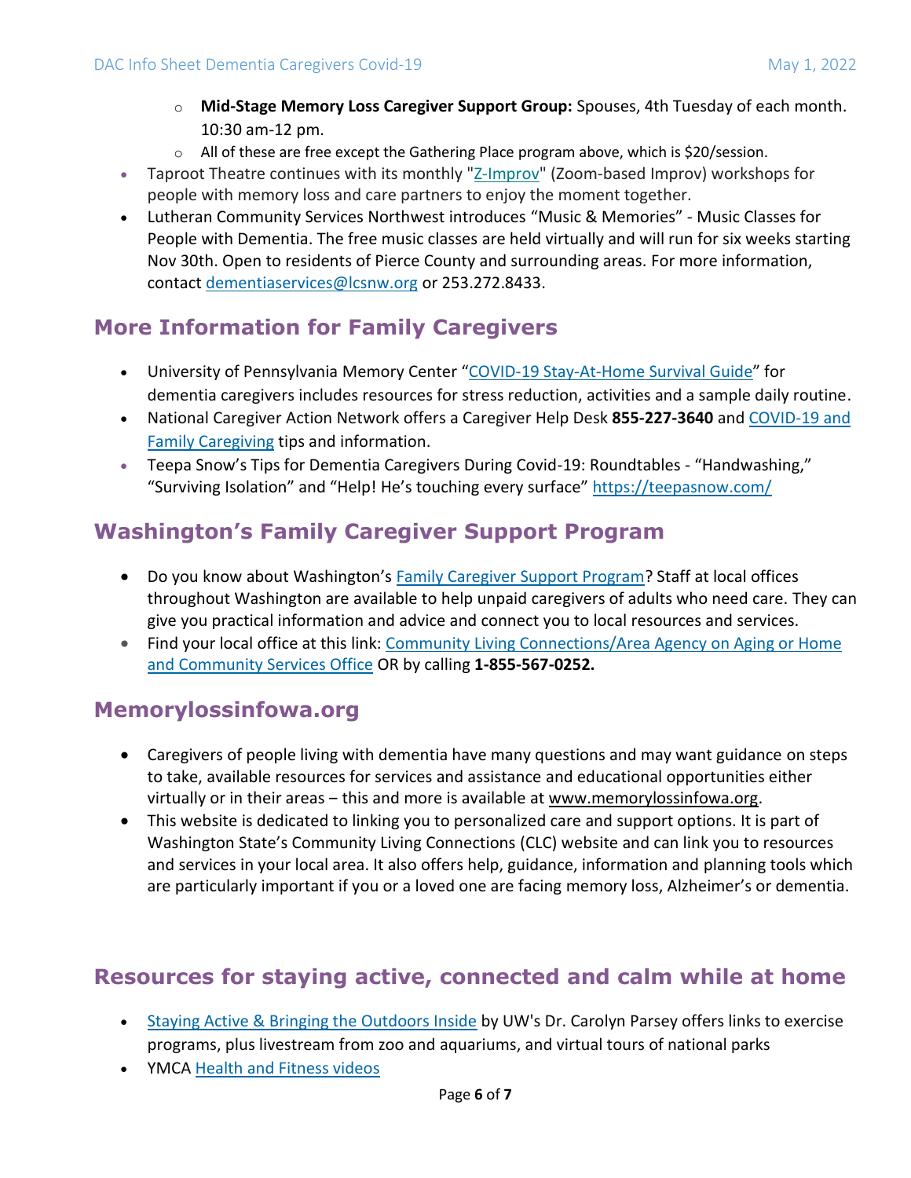- **Mid-Stage Memory Loss Caregiver Support Group:** Spouses, 4th Tuesday of each month. 10:30 am-12 pm.
- All of these are free except the Gathering Place program above, which is $20/session.

- Taproot Theatre continues with its monthly "Z-Improv" (Zoom-based Improv) workshops for people with memory loss and care partners to enjoy the moment together.
- Lutheran Community Services Northwest introduces "Music & Memories" - Music Classes for People with Dementia. The free music classes are held virtually and will run for six weeks starting Nov 30th. Open to residents of Pierce County and surrounding areas. For more information, contact dementiaservices@lcsnw.org or 253.272.8433.

## More Information for Family Caregivers

- University of Pennsylvania Memory Center "COVID-19 Stay-At-Home Survival Guide" for dementia caregivers includes resources for stress reduction, activities and a sample daily routine.
- National Caregiver Action Network offers a Caregiver Help Desk **855-227-3640** and COVID-19 and Family Caregiving tips and information.
- Teepa Snow's Tips for Dementia Caregivers During Covid-19: Roundtables - "Handwashing," "Surviving Isolation" and "Help! He's touching every surface" https://teepasnow.com/

## Washington's Family Caregiver Support Program

- Do you know about Washington's Family Caregiver Support Program? Staff at local offices throughout Washington are available to help unpaid caregivers of adults who need care. They can give you practical information and advice and connect you to local resources and services.
- Find your local office at this link: Community Living Connections/Area Agency on Aging or Home and Community Services Office OR by calling **1-855-567-0252.**

## Memorylossinfowa.org

- Caregivers of people living with dementia have many questions and may want guidance on steps to take, available resources for services and assistance and educational opportunities either virtually or in their areas – this and more is available at www.memorylossinfowa.org.
- This website is dedicated to linking you to personalized care and support options. It is part of Washington State's Community Living Connections (CLC) website and can link you to resources and services in your local area. It also offers help, guidance, information and planning tools which are particularly important if you or a loved one are facing memory loss, Alzheimer's or dementia.

## Resources for staying active, connected and calm while at home

- Staying Active & Bringing the Outdoors Inside by UW's Dr. Carolyn Parsey offers links to exercise programs, plus livestream from zoo and aquariums, and virtual tours of national parks
- YMCA Health and Fitness videos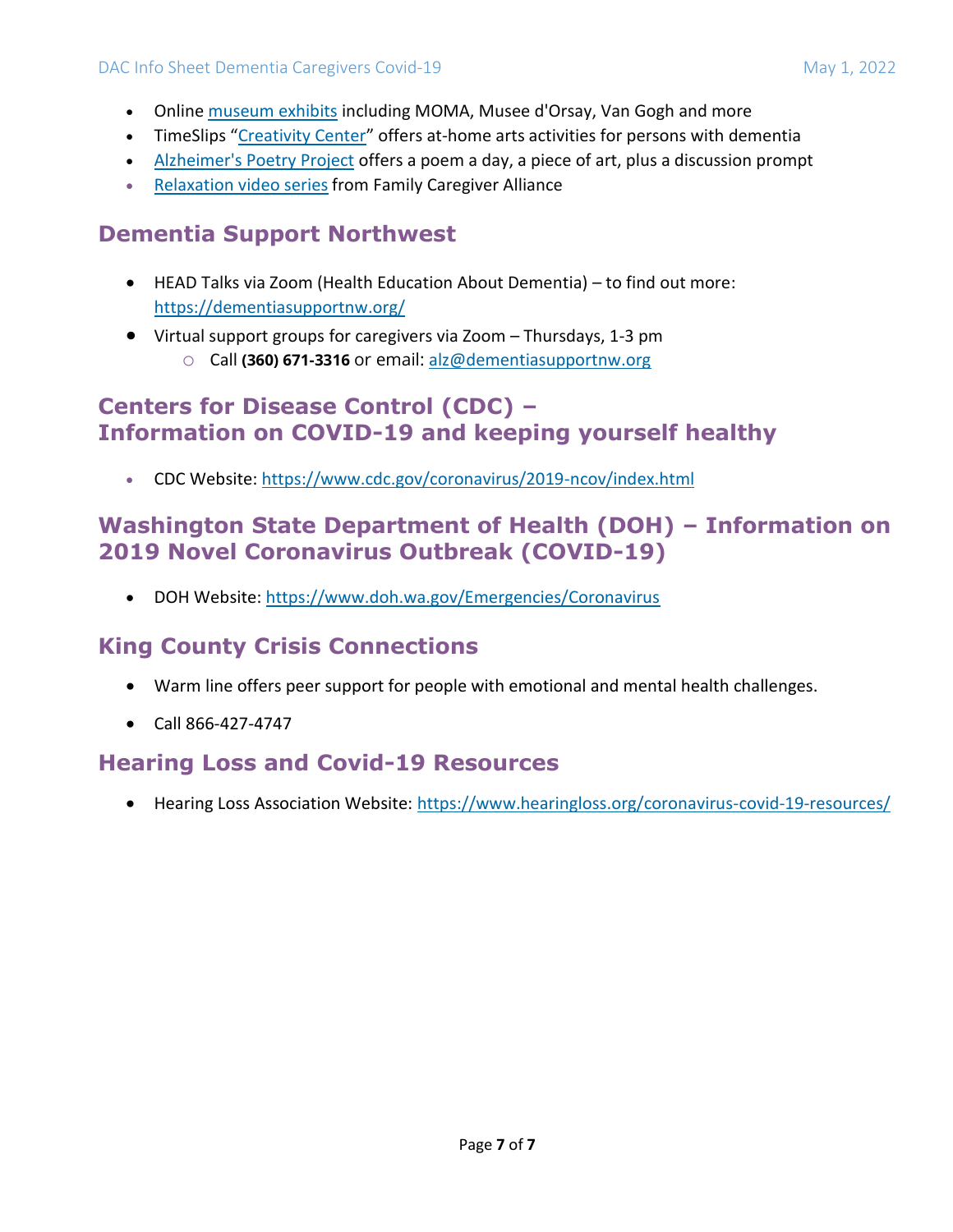- Online museum exhibits including MOMA, Musee d'Orsay, Van Gogh and more
- TimeSlips "Creativity Center" offers at-home arts activities for persons with dementia
- Alzheimer's Poetry Project offers a poem a day, a piece of art, plus a discussion prompt
- Relaxation video series from Family Caregiver Alliance

## Dementia Support Northwest

- HEAD Talks via Zoom (Health Education About Dementia) – to find out more: https://dementiasupportnw.org/
- Virtual support groups for caregivers via Zoom – Thursdays, 1-3 pm
  - Call **(360) 671-3316** or email: alz@dementiasupportnw.org

## Centers for Disease Control (CDC) – Information on COVID-19 and keeping yourself healthy

- CDC Website: https://www.cdc.gov/coronavirus/2019-ncov/index.html

## Washington State Department of Health (DOH) – Information on 2019 Novel Coronavirus Outbreak (COVID-19)

- DOH Website: https://www.doh.wa.gov/Emergencies/Coronavirus

## King County Crisis Connections

- Warm line offers peer support for people with emotional and mental health challenges.
- Call 866-427-4747

## Hearing Loss and Covid-19 Resources

- Hearing Loss Association Website: https://www.hearingloss.org/coronavirus-covid-19-resources/